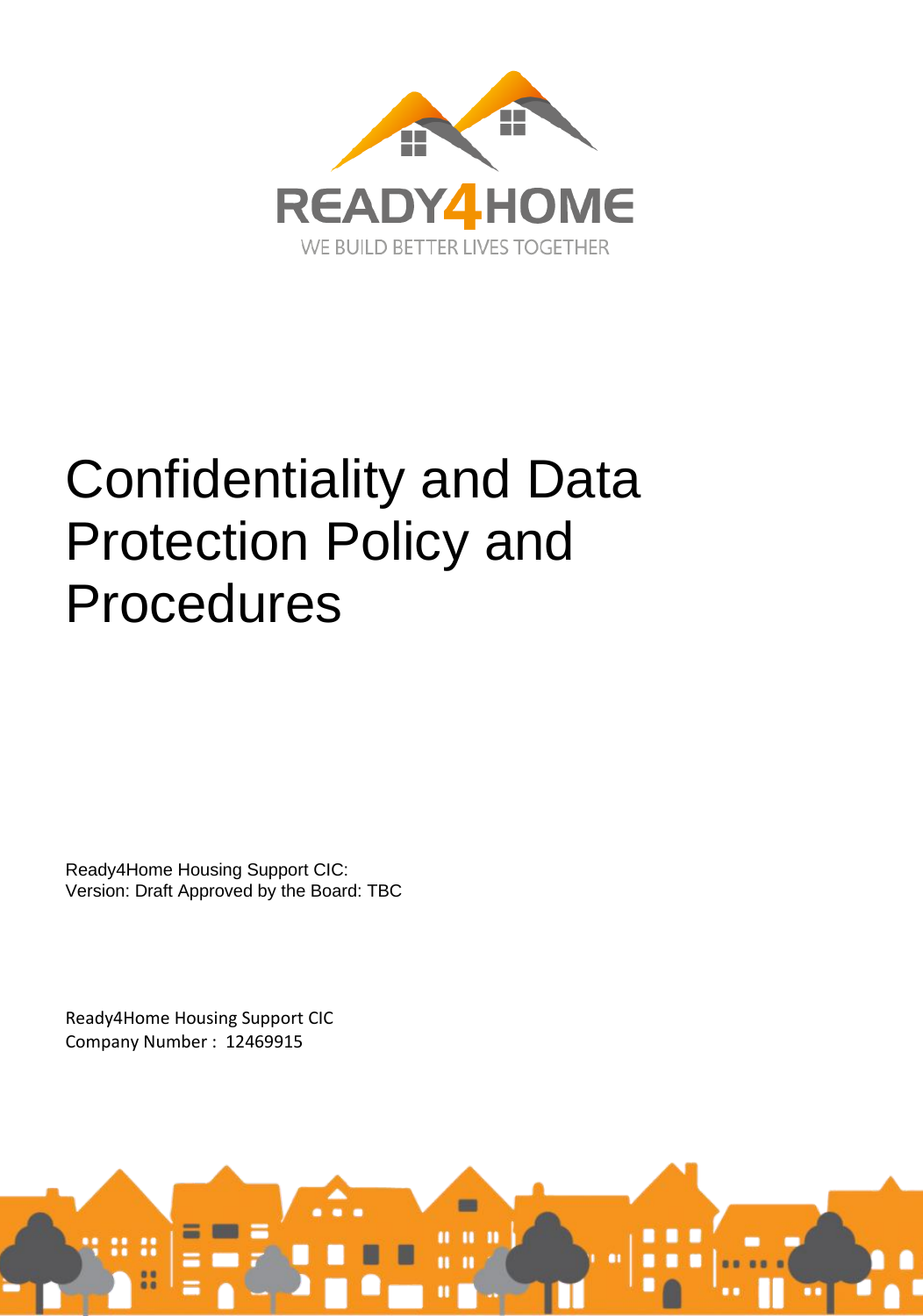READY4HOME

WE BUILD BETTER LIVES TOGETHER

# Confidentiality and Data Protection Policy and Procedures

Ready4Home Housing Support CIC:
Version: Draft Approved by the Board: TBC

Ready4Home Housing Support CIC
Company Number : 12469915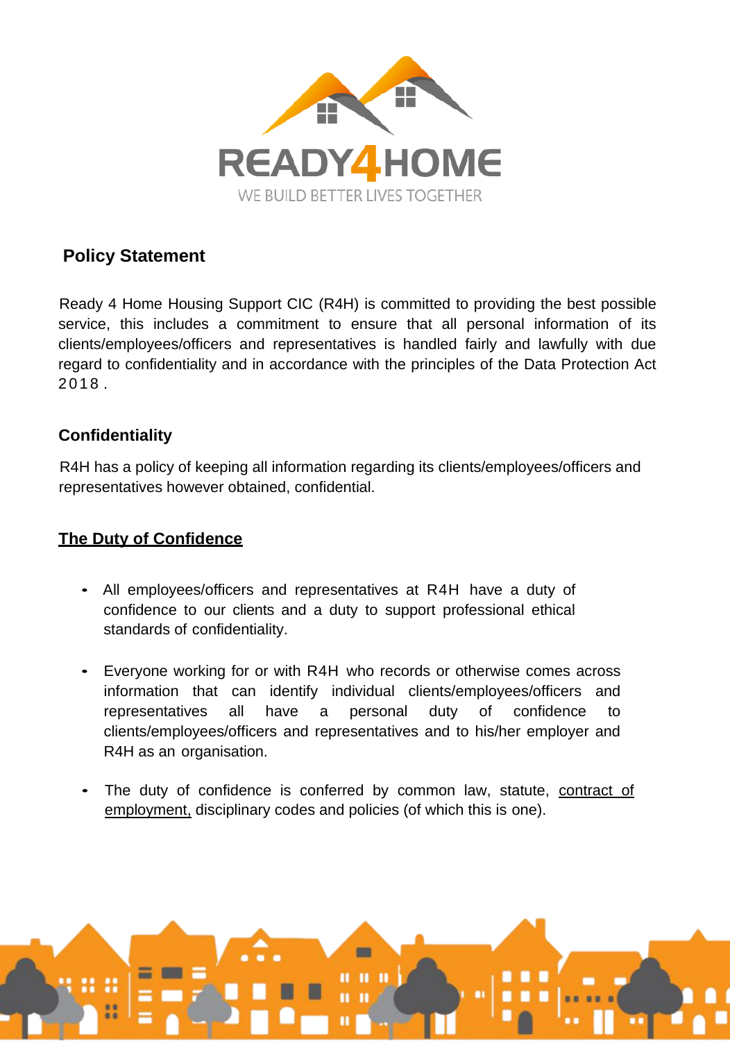## Policy Statement

Ready 4 Home Housing Support CIC (R4H) is committed to providing the best possible service, this includes a commitment to ensure that all personal information of its clients/employees/officers and representatives is handled fairly and lawfully with due regard to confidentiality and in accordance with the principles of the Data Protection Act 2018.

### Confidentiality

R4H has a policy of keeping all information regarding its clients/employees/officers and representatives however obtained, confidential.

### The Duty of Confidence

- All employees/officers and representatives at R4H have a duty of confidence to our clients and a duty to support professional ethical standards of confidentiality.
- Everyone working for or with R4H who records or otherwise comes across information that can identify individual clients/employees/officers and representatives all have a personal duty of confidence to clients/employees/officers and representatives and to his/her employer and R4H as an organisation.
- The duty of confidence is conferred by common law, statute, contract of employment, disciplinary codes and policies (of which this is one).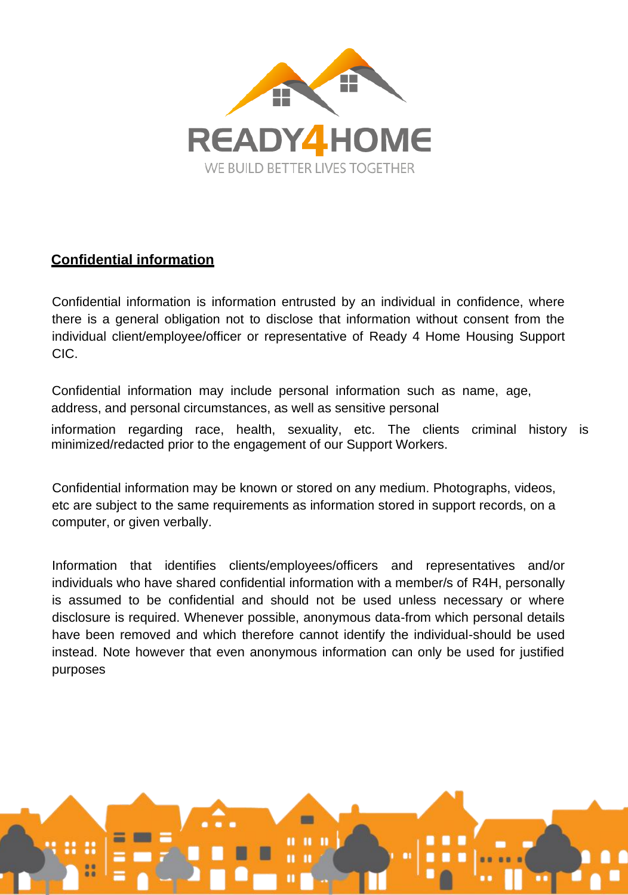## Confidential information

Confidential information is information entrusted by an individual in confidence, where there is a general obligation not to disclose that information without consent from the individual client/employee/officer or representative of Ready 4 Home Housing Support CIC.

Confidential information may include personal information such as name, age, address, and personal circumstances, as well as sensitive personal information regarding race, health, sexuality, etc. The clients criminal history is minimized/redacted prior to the engagement of our Support Workers.

Confidential information may be known or stored on any medium. Photographs, videos, etc are subject to the same requirements as information stored in support records, on a computer, or given verbally.

Information that identifies clients/employees/officers and representatives and/or individuals who have shared confidential information with a member/s of R4H, personally is assumed to be confidential and should not be used unless necessary or where disclosure is required. Whenever possible, anonymous data-from which personal details have been removed and which therefore cannot identify the individual-should be used instead. Note however that even anonymous information can only be used for justified purposes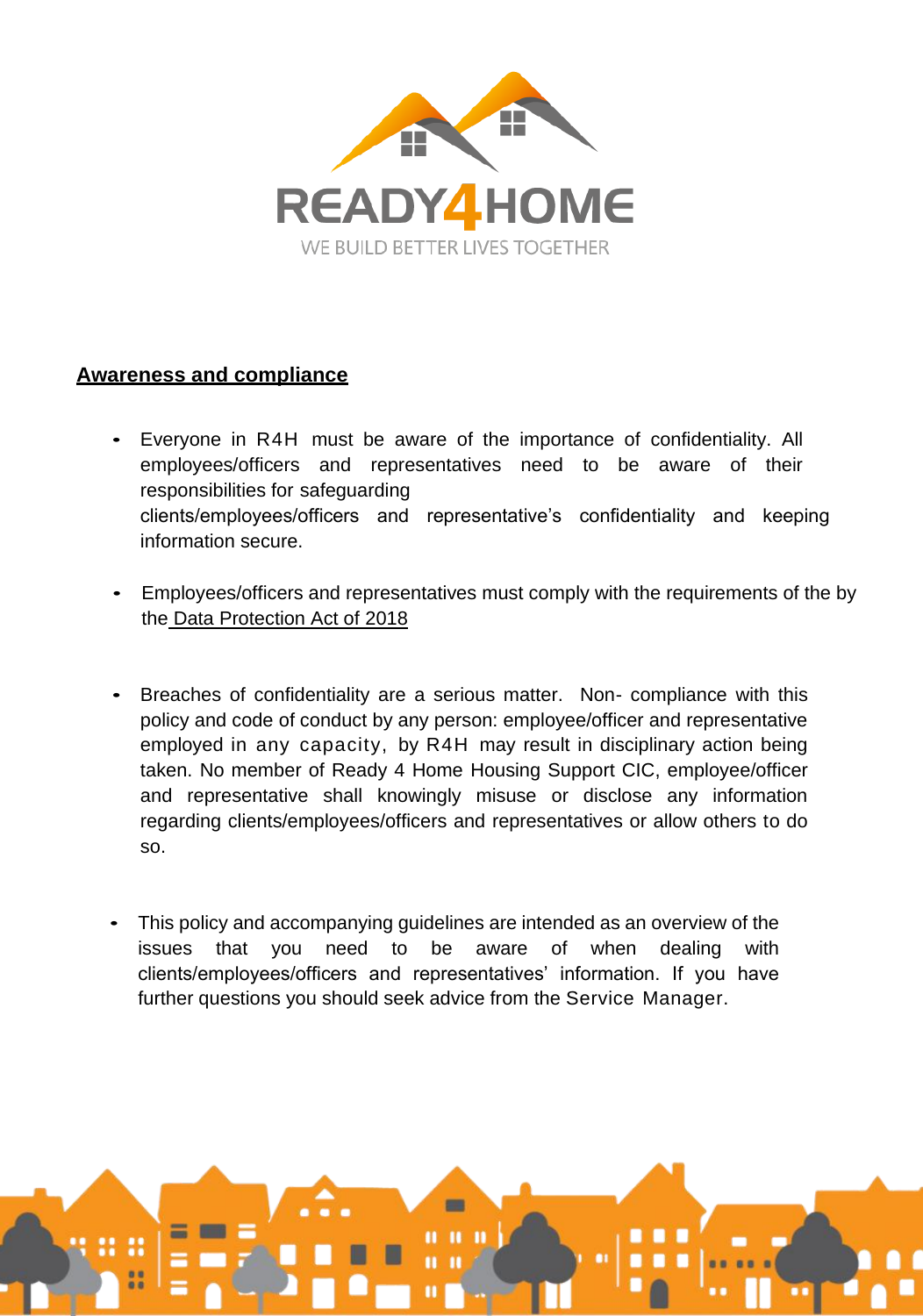## Awareness and compliance

- Everyone in R4H must be aware of the importance of confidentiality. All employees/officers and representatives need to be aware of their responsibilities for safeguarding clients/employees/officers and representative's confidentiality and keeping information secure.

- Employees/officers and representatives must comply with the requirements of the by the Data Protection Act of 2018

- Breaches of confidentiality are a serious matter. Non- compliance with this policy and code of conduct by any person: employee/officer and representative employed in any capacity, by R4H may result in disciplinary action being taken. No member of Ready 4 Home Housing Support CIC, employee/officer and representative shall knowingly misuse or disclose any information regarding clients/employees/officers and representatives or allow others to do so.

- This policy and accompanying guidelines are intended as an overview of the issues that you need to be aware of when dealing with clients/employees/officers and representatives' information. If you have further questions you should seek advice from the Service Manager.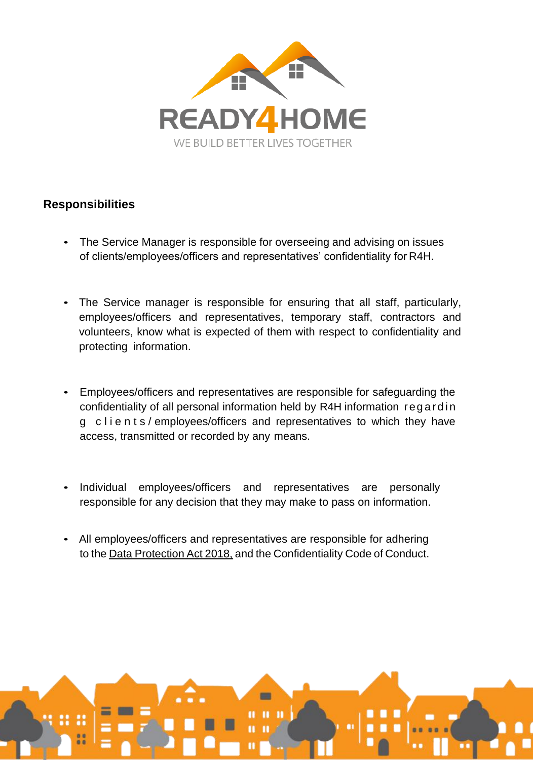## Responsibilities

- The Service Manager is responsible for overseeing and advising on issues of clients/employees/officers and representatives' confidentiality for R4H.

- The Service manager is responsible for ensuring that all staff, particularly, employees/officers and representatives, temporary staff, contractors and volunteers, know what is expected of them with respect to confidentiality and protecting information.

- Employees/officers and representatives are responsible for safeguarding the confidentiality of all personal information held by R4H information regarding clients/employees/officers and representatives to which they have access, transmitted or recorded by any means.

- Individual employees/officers and representatives are personally responsible for any decision that they may make to pass on information.

- All employees/officers and representatives are responsible for adhering to the Data Protection Act 2018, and the Confidentiality Code of Conduct.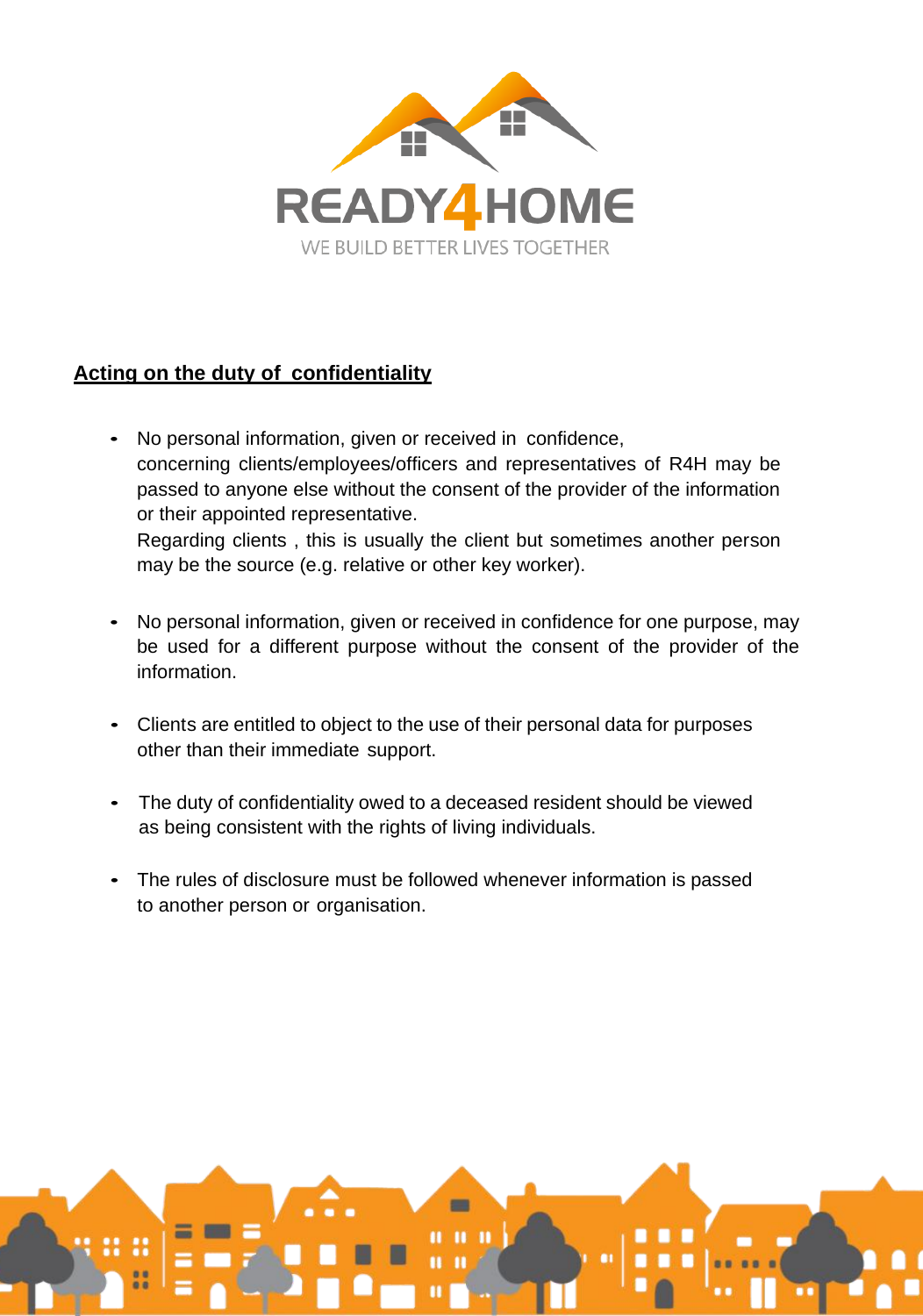## Acting on the duty of confidentiality

- No personal information, given or received in confidence, concerning clients/employees/officers and representatives of R4H may be passed to anyone else without the consent of the provider of the information or their appointed representative.
  Regarding clients , this is usually the client but sometimes another person may be the source (e.g. relative or other key worker).

- No personal information, given or received in confidence for one purpose, may be used for a different purpose without the consent of the provider of the information.

- Clients are entitled to object to the use of their personal data for purposes other than their immediate support.

- The duty of confidentiality owed to a deceased resident should be viewed as being consistent with the rights of living individuals.

- The rules of disclosure must be followed whenever information is passed to another person or organisation.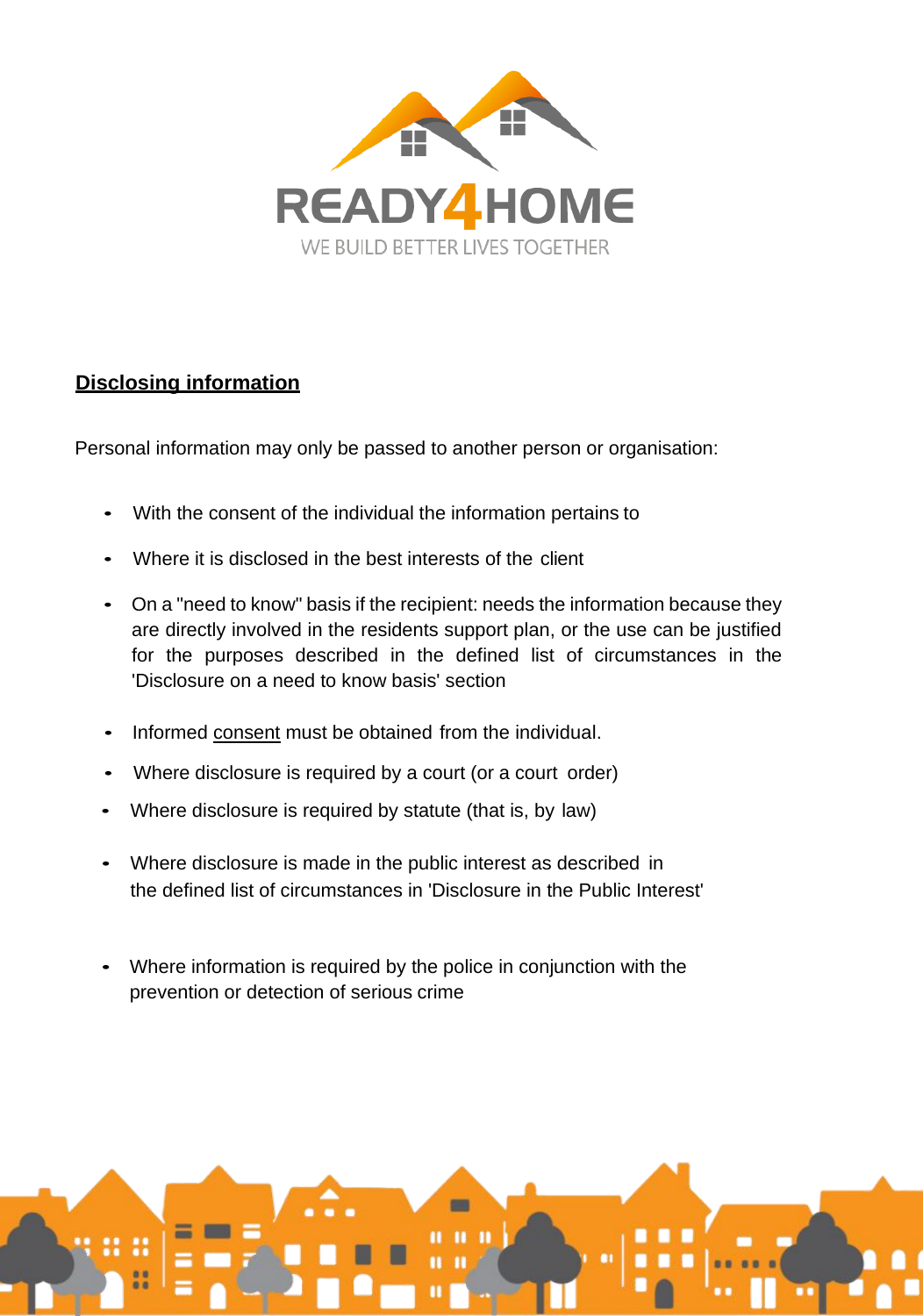## Disclosing information

Personal information may only be passed to another person or organisation:

- With the consent of the individual the information pertains to
- Where it is disclosed in the best interests of the client
- On a "need to know" basis if the recipient: needs the information because they are directly involved in the residents support plan, or the use can be justified for the purposes described in the defined list of circumstances in the 'Disclosure on a need to know basis' section
- Informed consent must be obtained from the individual.
- Where disclosure is required by a court (or a court order)
- Where disclosure is required by statute (that is, by law)
- Where disclosure is made in the public interest as described in the defined list of circumstances in 'Disclosure in the Public Interest'
- Where information is required by the police in conjunction with the prevention or detection of serious crime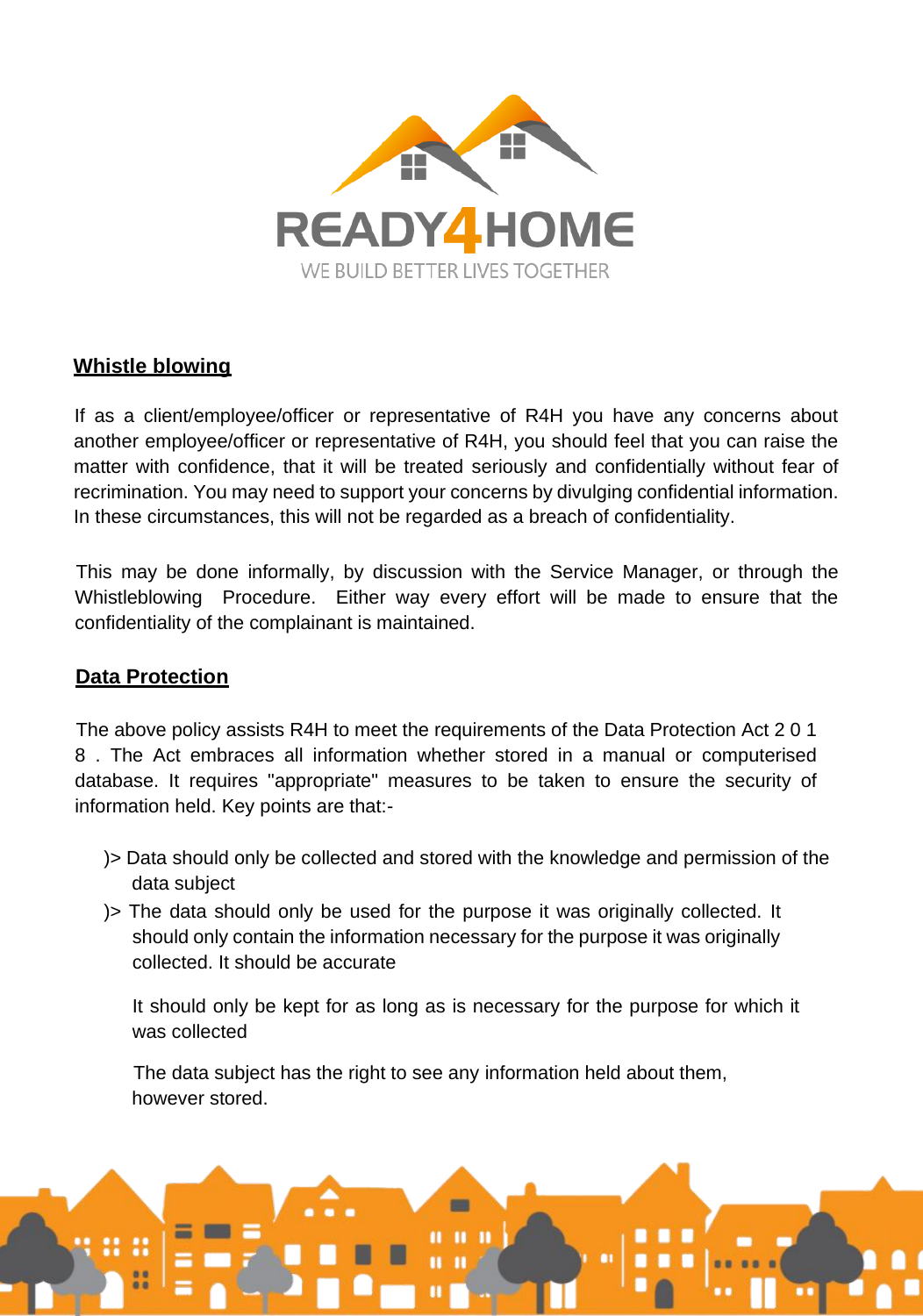## Whistle blowing

If as a client/employee/officer or representative of R4H you have any concerns about another employee/officer or representative of R4H, you should feel that you can raise the matter with confidence, that it will be treated seriously and confidentially without fear of recrimination. You may need to support your concerns by divulging confidential information. In these circumstances, this will not be regarded as a breach of confidentiality.

This may be done informally, by discussion with the Service Manager, or through the Whistleblowing Procedure. Either way every effort will be made to ensure that the confidentiality of the complainant is maintained.

## Data Protection

The above policy assists R4H to meet the requirements of the Data Protection Act 2018. The Act embraces all information whether stored in a manual or computerised database. It requires "appropriate" measures to be taken to ensure the security of information held. Key points are that:-

- Data should only be collected and stored with the knowledge and permission of the data subject
- The data should only be used for the purpose it was originally collected. It should only contain the information necessary for the purpose it was originally collected. It should be accurate

  It should only be kept for as long as is necessary for the purpose for which it was collected

  The data subject has the right to see any information held about them, however stored.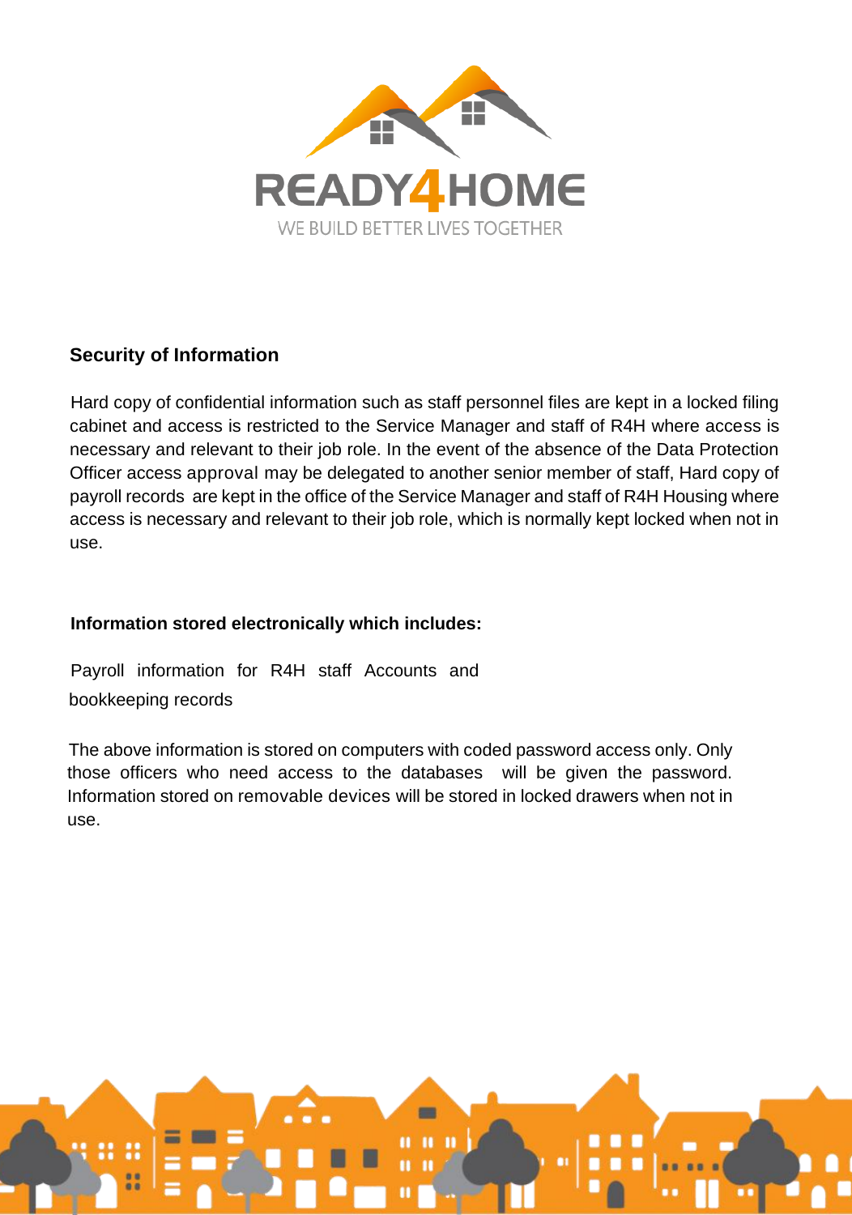## Security of Information

Hard copy of confidential information such as staff personnel files are kept in a locked filing cabinet and access is restricted to the Service Manager and staff of R4H where access is necessary and relevant to their job role. In the event of the absence of the Data Protection Officer access approval may be delegated to another senior member of staff, Hard copy of payroll records are kept in the office of the Service Manager and staff of R4H Housing where access is necessary and relevant to their job role, which is normally kept locked when not in use.

**Information stored electronically which includes:**

Payroll information for R4H staff Accounts and bookkeeping records

The above information is stored on computers with coded password access only. Only those officers who need access to the databases will be given the password. Information stored on removable devices will be stored in locked drawers when not in use.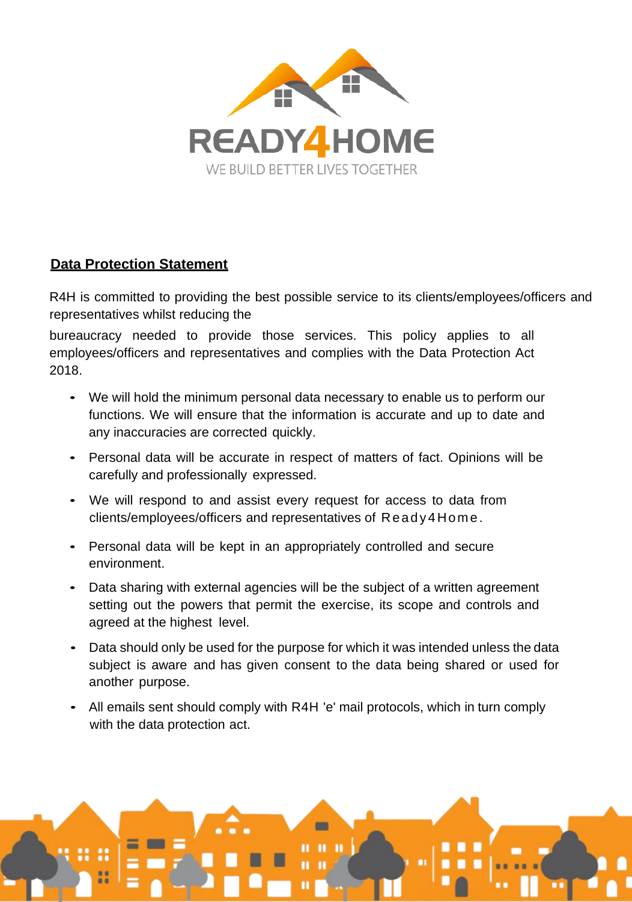READY4HOME

WE BUILD BETTER LIVES TOGETHER

**Data Protection Statement**

R4H is committed to providing the best possible service to its clients/employees/officers and representatives whilst reducing the bureaucracy needed to provide those services. This policy applies to all employees/officers and representatives and complies with the Data Protection Act 2018.

- We will hold the minimum personal data necessary to enable us to perform our functions. We will ensure that the information is accurate and up to date and any inaccuracies are corrected quickly.
- Personal data will be accurate in respect of matters of fact. Opinions will be carefully and professionally expressed.
- We will respond to and assist every request for access to data from clients/employees/officers and representatives of Ready4Home.
- Personal data will be kept in an appropriately controlled and secure environment.
- Data sharing with external agencies will be the subject of a written agreement setting out the powers that permit the exercise, its scope and controls and agreed at the highest level.
- Data should only be used for the purpose for which it was intended unless the data subject is aware and has given consent to the data being shared or used for another purpose.
- All emails sent should comply with R4H 'e' mail protocols, which in turn comply with the data protection act.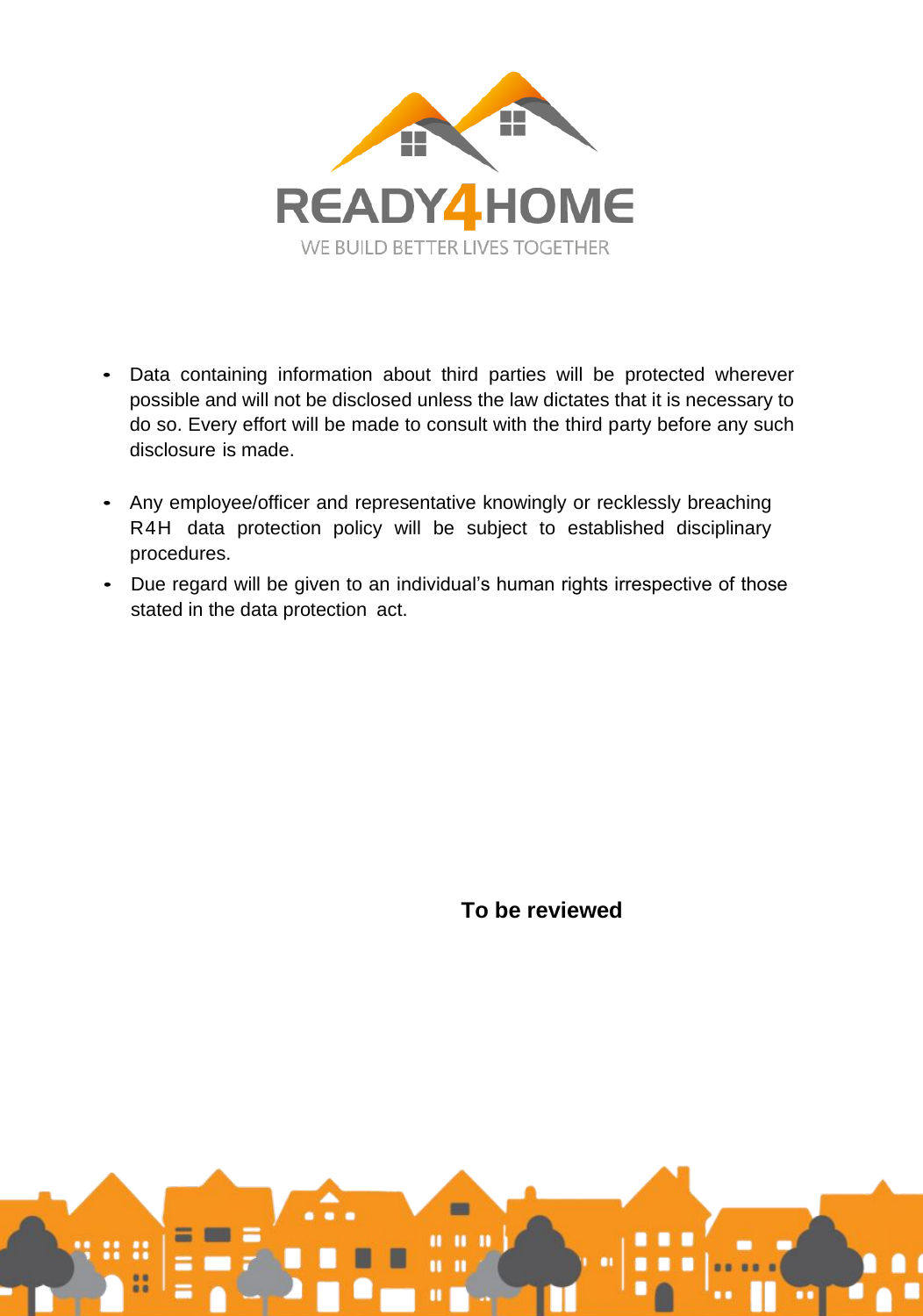- Data containing information about third parties will be protected wherever possible and will not be disclosed unless the law dictates that it is necessary to do so. Every effort will be made to consult with the third party before any such disclosure is made.
- Any employee/officer and representative knowingly or recklessly breaching R4H data protection policy will be subject to established disciplinary procedures.
- Due regard will be given to an individual's human rights irrespective of those stated in the data protection act.

**To be reviewed**